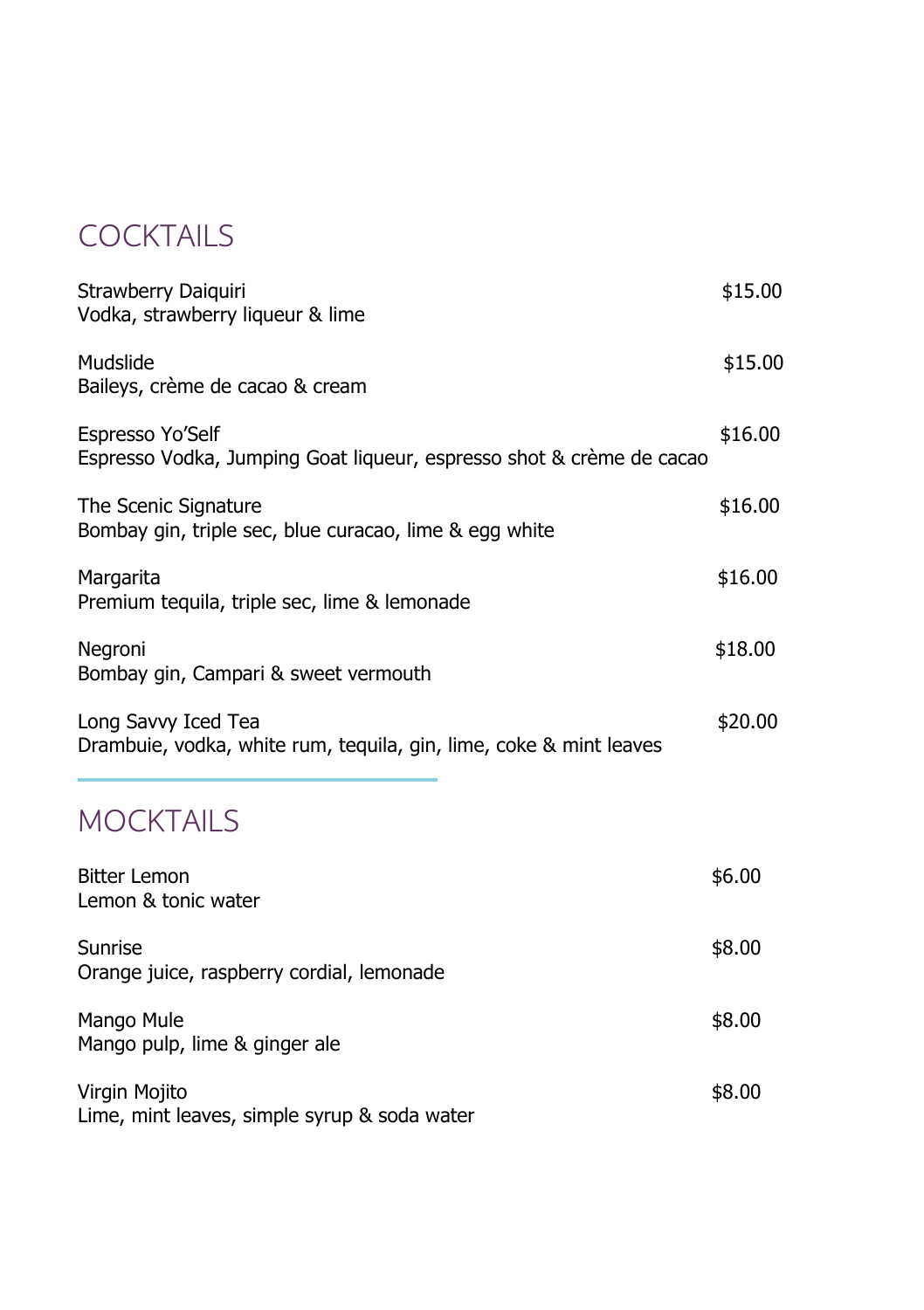# COCKTAILS

Strawberry Daiquiri — $15.00
Vodka, strawberry liqueur & lime

Mudslide — $15.00
Baileys, crème de cacao & cream

Espresso Yo'Self — $16.00
Espresso Vodka, Jumping Goat liqueur, espresso shot & crème de cacao

The Scenic Signature — $16.00
Bombay gin, triple sec, blue curacao, lime & egg white

Margarita — $16.00
Premium tequila, triple sec, lime & lemonade

Negroni — $18.00
Bombay gin, Campari & sweet vermouth

Long Savvy Iced Tea — $20.00
Drambuie, vodka, white rum, tequila, gin, lime, coke & mint leaves

# MOCKTAILS

Bitter Lemon — $6.00
Lemon & tonic water

Sunrise — $8.00
Orange juice, raspberry cordial, lemonade

Mango Mule — $8.00
Mango pulp, lime & ginger ale

Virgin Mojito — $8.00
Lime, mint leaves, simple syrup & soda water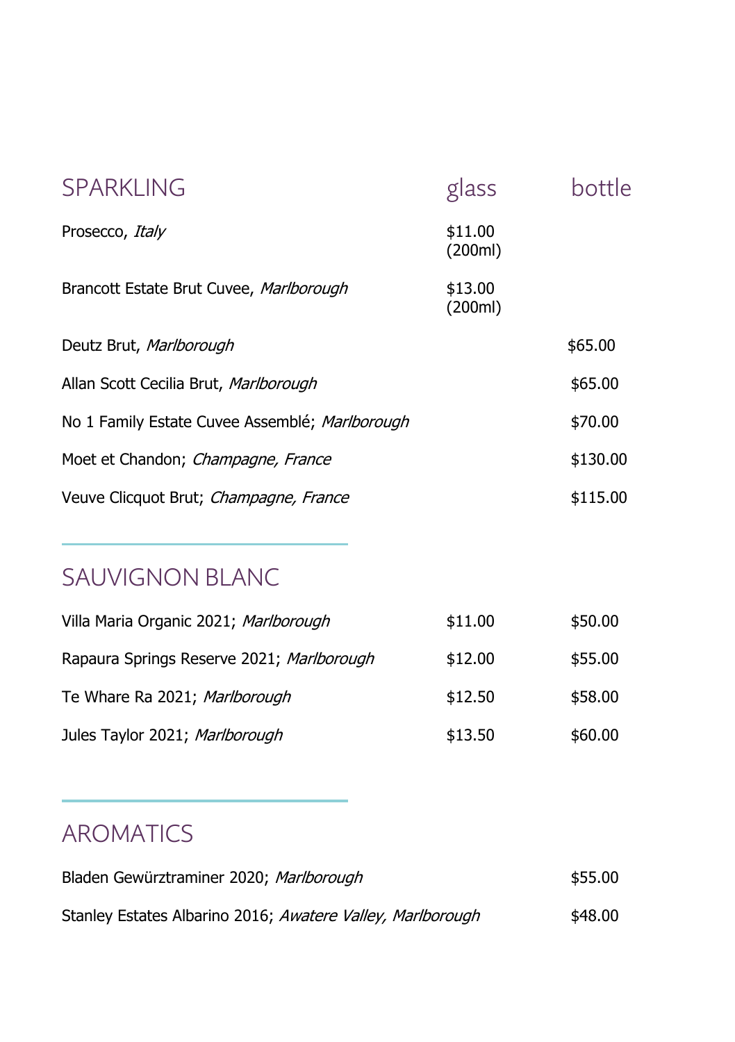## SPARKLING

| | glass | bottle |
|---|---|---|
| Prosecco, *Italy* | $11.00 (200ml) | |
| Brancott Estate Brut Cuvee, *Marlborough* | $13.00 (200ml) | |
| Deutz Brut, *Marlborough* | | $65.00 |
| Allan Scott Cecilia Brut, *Marlborough* | | $65.00 |
| No 1 Family Estate Cuvee Assemblé; *Marlborough* | | $70.00 |
| Moet et Chandon; *Champagne, France* | | $130.00 |
| Veuve Clicquot Brut; *Champagne, France* | | $115.00 |

## SAUVIGNON BLANC

| | glass | bottle |
|---|---|---|
| Villa Maria Organic 2021; *Marlborough* | $11.00 | $50.00 |
| Rapaura Springs Reserve 2021; *Marlborough* | $12.00 | $55.00 |
| Te Whare Ra 2021; *Marlborough* | $12.50 | $58.00 |
| Jules Taylor 2021; *Marlborough* | $13.50 | $60.00 |

## AROMATICS

| | glass | bottle |
|---|---|---|
| Bladen Gewürztraminer 2020; *Marlborough* | | $55.00 |
| Stanley Estates Albarino 2016; *Awatere Valley, Marlborough* | | $48.00 |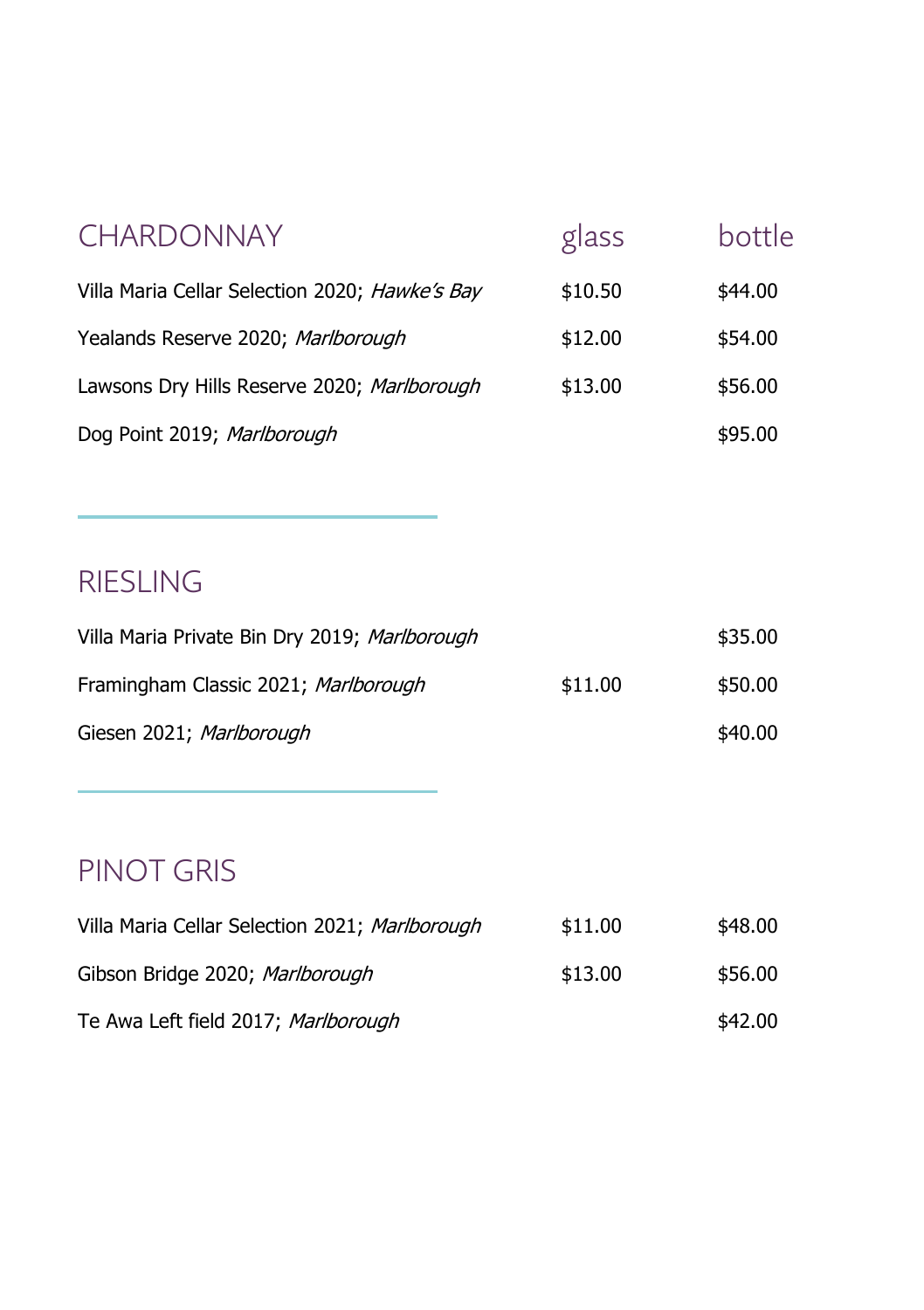## CHARDONNAY

| CHARDONNAY | glass | bottle |
|---|---|---|
| Villa Maria Cellar Selection 2020; *Hawke's Bay* | $10.50 | $44.00 |
| Yealands Reserve 2020; *Marlborough* | $12.00 | $54.00 |
| Lawsons Dry Hills Reserve 2020; *Marlborough* | $13.00 | $56.00 |
| Dog Point 2019; *Marlborough* | | $95.00 |

## RIESLING

| RIESLING | glass | bottle |
|---|---|---|
| Villa Maria Private Bin Dry 2019; *Marlborough* | | $35.00 |
| Framingham Classic 2021; *Marlborough* | $11.00 | $50.00 |
| Giesen 2021; *Marlborough* | | $40.00 |

## PINOT GRIS

| PINOT GRIS | glass | bottle |
|---|---|---|
| Villa Maria Cellar Selection 2021; *Marlborough* | $11.00 | $48.00 |
| Gibson Bridge 2020; *Marlborough* | $13.00 | $56.00 |
| Te Awa Left field 2017; *Marlborough* | | $42.00 |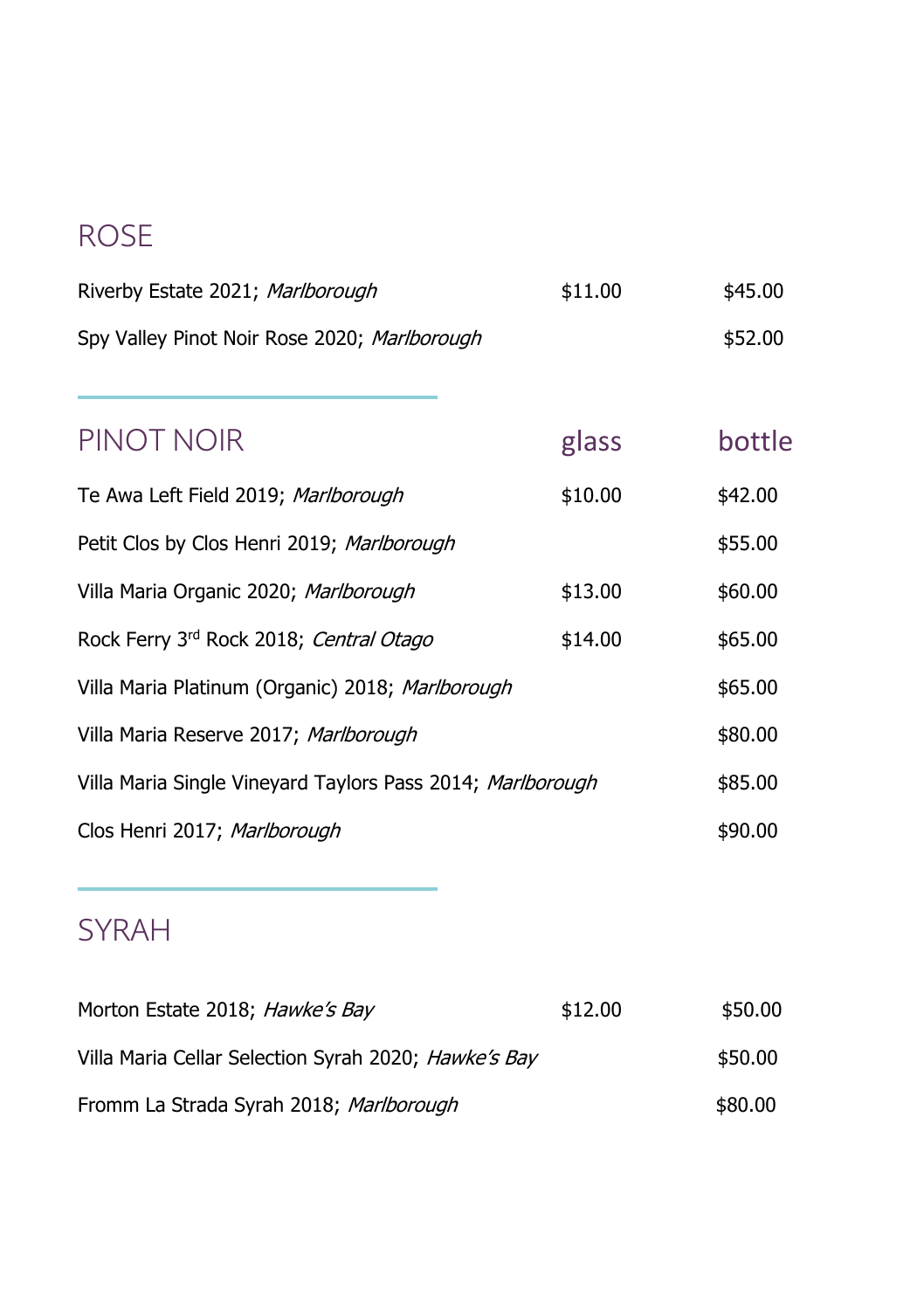## ROSE

| | | |
|---|---|---|
| Riverby Estate 2021; *Marlborough* | $11.00 | $45.00 |
| Spy Valley Pinot Noir Rose 2020; *Marlborough* | | $52.00 |

## PINOT NOIR

| | glass | bottle |
|---|---|---|
| Te Awa Left Field 2019; *Marlborough* | $10.00 | $42.00 |
| Petit Clos by Clos Henri 2019; *Marlborough* | | $55.00 |
| Villa Maria Organic 2020; *Marlborough* | $13.00 | $60.00 |
| Rock Ferry 3rd Rock 2018; *Central Otago* | $14.00 | $65.00 |
| Villa Maria Platinum (Organic) 2018; *Marlborough* | | $65.00 |
| Villa Maria Reserve 2017; *Marlborough* | | $80.00 |
| Villa Maria Single Vineyard Taylors Pass 2014; *Marlborough* | | $85.00 |
| Clos Henri 2017; *Marlborough* | | $90.00 |

## SYRAH

| | | |
|---|---|---|
| Morton Estate 2018; *Hawke's Bay* | $12.00 | $50.00 |
| Villa Maria Cellar Selection Syrah 2020; *Hawke's Bay* | | $50.00 |
| Fromm La Strada Syrah 2018; *Marlborough* | | $80.00 |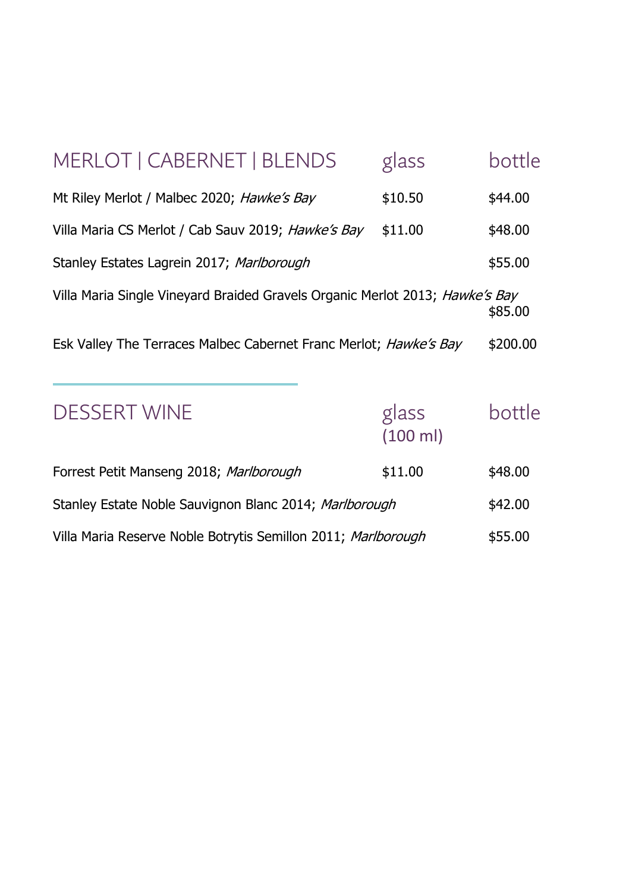## MERLOT | CABERNET | BLENDS

| MERLOT \| CABERNET \| BLENDS | glass | bottle |
|---|---|---|
| Mt Riley Merlot / Malbec 2020; *Hawke's Bay* | $10.50 | $44.00 |
| Villa Maria CS Merlot / Cab Sauv 2019; *Hawke's Bay* | $11.00 | $48.00 |
| Stanley Estates Lagrein 2017; *Marlborough* | | $55.00 |
| Villa Maria Single Vineyard Braided Gravels Organic Merlot 2013; *Hawke's Bay* | | $85.00 |
| Esk Valley The Terraces Malbec Cabernet Franc Merlot; *Hawke's Bay* | | $200.00 |

## DESSERT WINE

| DESSERT WINE | glass (100 ml) | bottle |
|---|---|---|
| Forrest Petit Manseng 2018; *Marlborough* | $11.00 | $48.00 |
| Stanley Estate Noble Sauvignon Blanc 2014; *Marlborough* | | $42.00 |
| Villa Maria Reserve Noble Botrytis Semillon 2011; *Marlborough* | | $55.00 |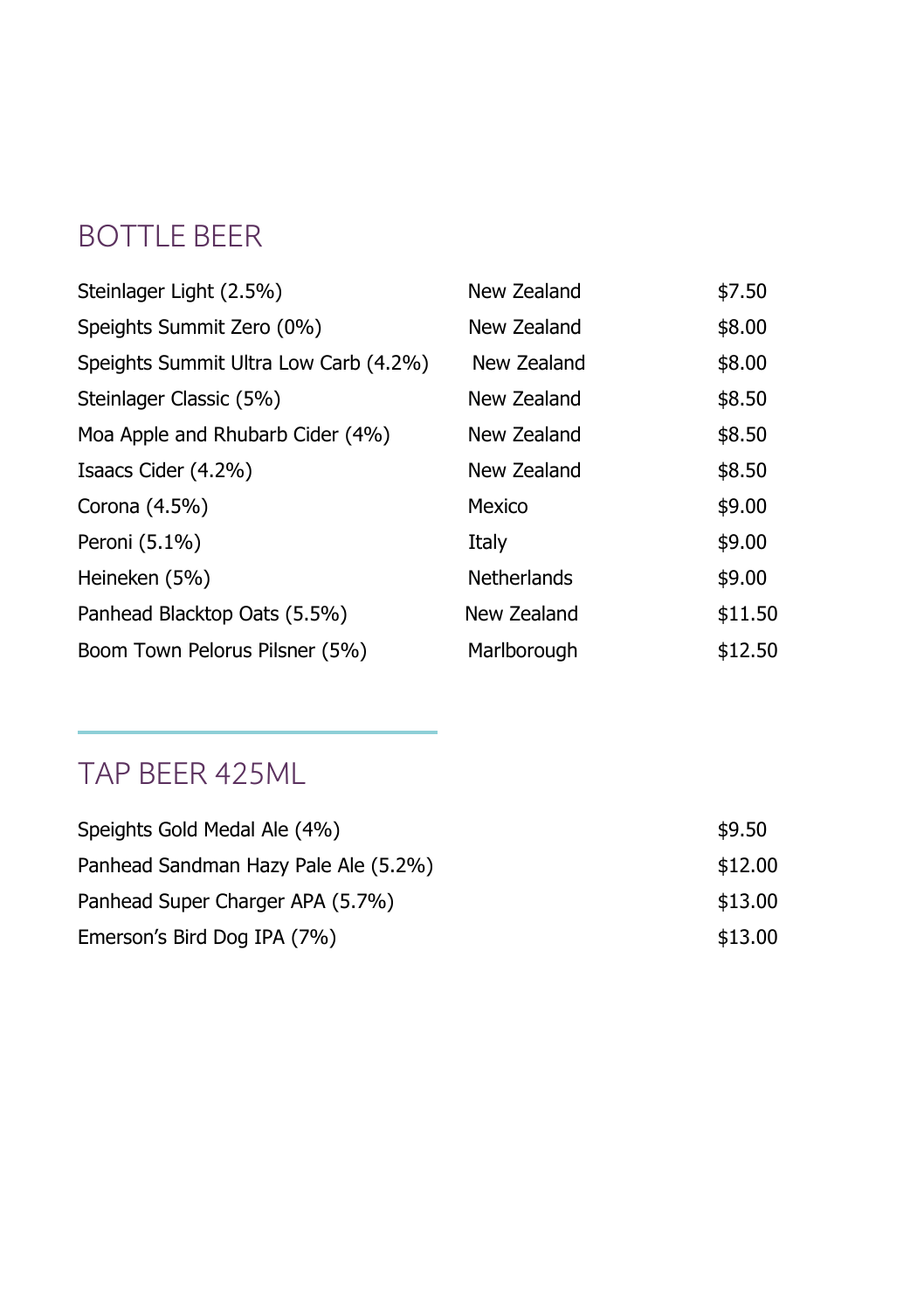## BOTTLE BEER

| | | |
|---|---|---|
| Steinlager Light (2.5%) | New Zealand | $7.50 |
| Speights Summit Zero (0%) | New Zealand | $8.00 |
| Speights Summit Ultra Low Carb (4.2%) | New Zealand | $8.00 |
| Steinlager Classic (5%) | New Zealand | $8.50 |
| Moa Apple and Rhubarb Cider (4%) | New Zealand | $8.50 |
| Isaacs Cider (4.2%) | New Zealand | $8.50 |
| Corona (4.5%) | Mexico | $9.00 |
| Peroni (5.1%) | Italy | $9.00 |
| Heineken (5%) | Netherlands | $9.00 |
| Panhead Blacktop Oats (5.5%) | New Zealand | $11.50 |
| Boom Town Pelorus Pilsner (5%) | Marlborough | $12.50 |

## TAP BEER 425ML

| | |
|---|---|
| Speights Gold Medal Ale (4%) | $9.50 |
| Panhead Sandman Hazy Pale Ale (5.2%) | $12.00 |
| Panhead Super Charger APA (5.7%) | $13.00 |
| Emerson's Bird Dog IPA (7%) | $13.00 |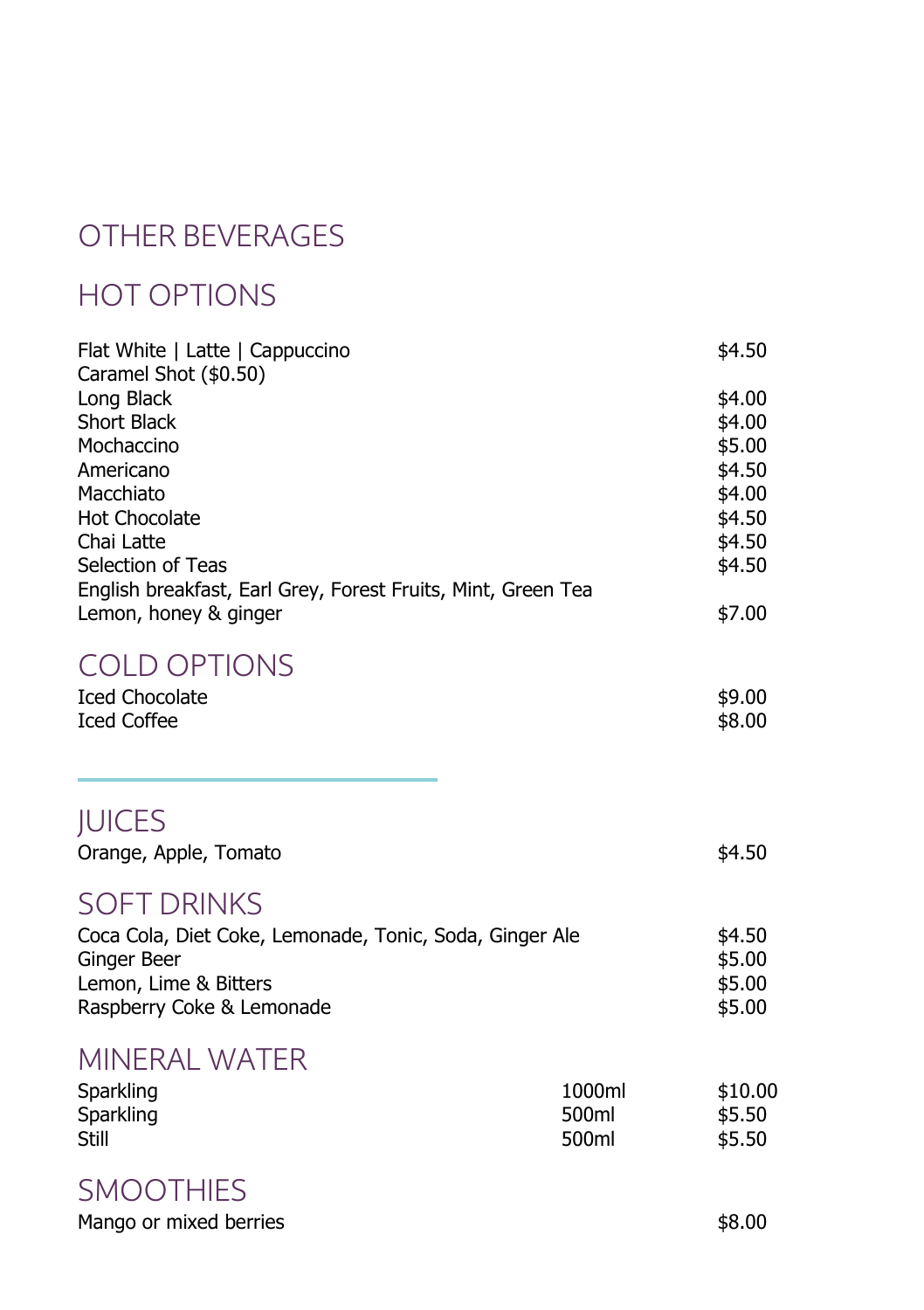# OTHER BEVERAGES

## HOT OPTIONS

| | |
|---|---|
| Flat White \| Latte \| Cappuccino | $4.50 |
| Caramel Shot ($0.50) | |
| Long Black | $4.00 |
| Short Black | $4.00 |
| Mochaccino | $5.00 |
| Americano | $4.50 |
| Macchiato | $4.00 |
| Hot Chocolate | $4.50 |
| Chai Latte | $4.50 |
| Selection of Teas | $4.50 |
| English breakfast, Earl Grey, Forest Fruits, Mint, Green Tea | |
| Lemon, honey & ginger | $7.00 |

## COLD OPTIONS

| | |
|---|---|
| Iced Chocolate | $9.00 |
| Iced Coffee | $8.00 |

## JUICES

| | |
|---|---|
| Orange, Apple, Tomato | $4.50 |

## SOFT DRINKS

| | |
|---|---|
| Coca Cola, Diet Coke, Lemonade, Tonic, Soda, Ginger Ale | $4.50 |
| Ginger Beer | $5.00 |
| Lemon, Lime & Bitters | $5.00 |
| Raspberry Coke & Lemonade | $5.00 |

## MINERAL WATER

| | | |
|---|---|---|
| Sparkling | 1000ml | $10.00 |
| Sparkling | 500ml | $5.50 |
| Still | 500ml | $5.50 |

## SMOOTHIES

| | |
|---|---|
| Mango or mixed berries | $8.00 |